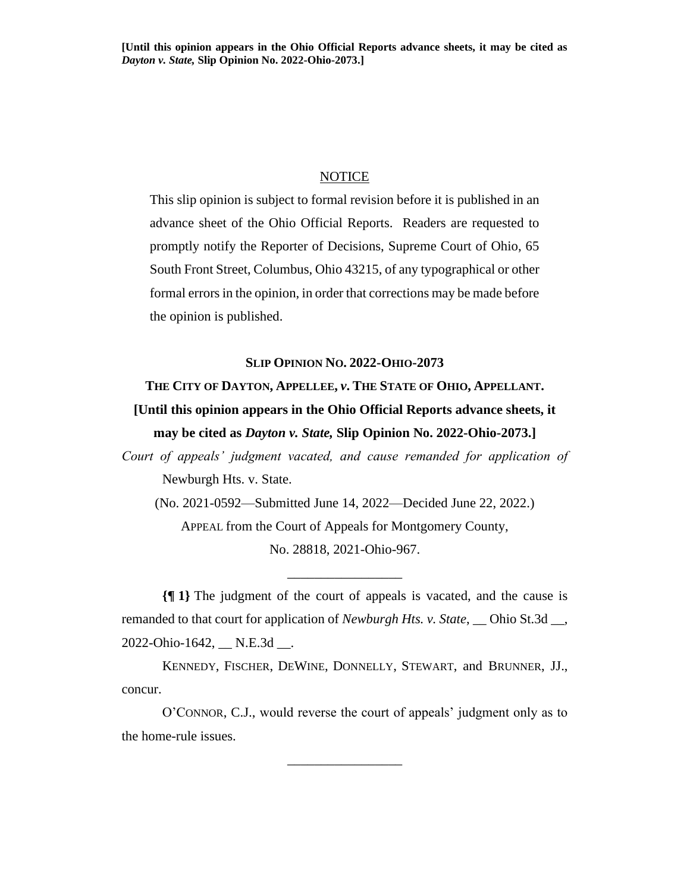**[Until this opinion appears in the Ohio Official Reports advance sheets, it may be cited as *Dayton v. State,* Slip Opinion No. 2022-Ohio-2073.]**

NOTICE

This slip opinion is subject to formal revision before it is published in an advance sheet of the Ohio Official Reports. Readers are requested to promptly notify the Reporter of Decisions, Supreme Court of Ohio, 65 South Front Street, Columbus, Ohio 43215, of any typographical or other formal errors in the opinion, in order that corrections may be made before the opinion is published.

**SLIP OPINION NO. 2022-OHIO-2073**

**THE CITY OF DAYTON, APPELLEE, *v.* THE STATE OF OHIO, APPELLANT.**

**[Until this opinion appears in the Ohio Official Reports advance sheets, it may be cited as *Dayton v. State,* Slip Opinion No. 2022-Ohio-2073.]**

*Court of appeals' judgment vacated, and cause remanded for application of* Newburgh Hts. v. State.

(No. 2021-0592—Submitted June 14, 2022—Decided June 22, 2022.)

APPEAL from the Court of Appeals for Montgomery County, No. 28818, 2021-Ohio-967.

________________

**{¶ 1}** The judgment of the court of appeals is vacated, and the cause is remanded to that court for application of *Newburgh Hts. v. State*, __ Ohio St.3d __, 2022-Ohio-1642, __ N.E.3d __.

KENNEDY, FISCHER, DEWINE, DONNELLY, STEWART, and BRUNNER, JJ., concur.

O'CONNOR, C.J., would reverse the court of appeals' judgment only as to the home-rule issues.

________________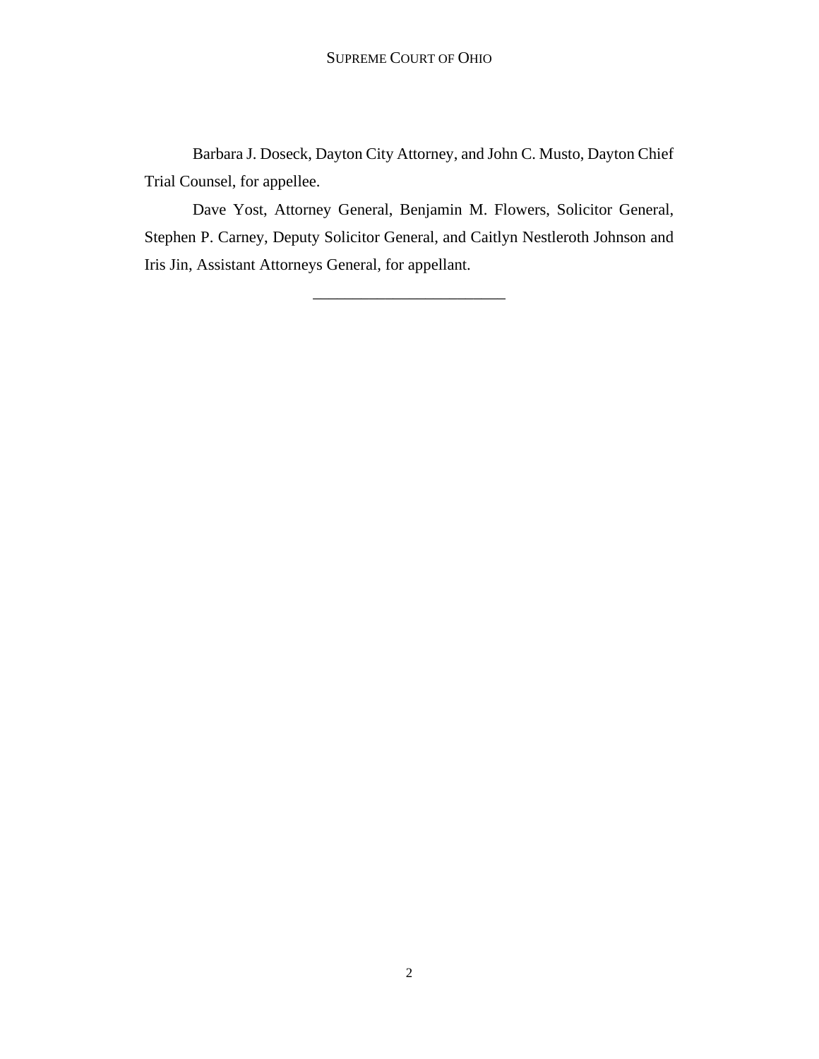Barbara J. Doseck, Dayton City Attorney, and John C. Musto, Dayton Chief Trial Counsel, for appellee.

Dave Yost, Attorney General, Benjamin M. Flowers, Solicitor General, Stephen P. Carney, Deputy Solicitor General, and Caitlyn Nestleroth Johnson and Iris Jin, Assistant Attorneys General, for appellant.

\_\_\_\_\_\_\_\_\_\_\_\_\_\_\_\_\_\_\_\_\_\_\_\_\_